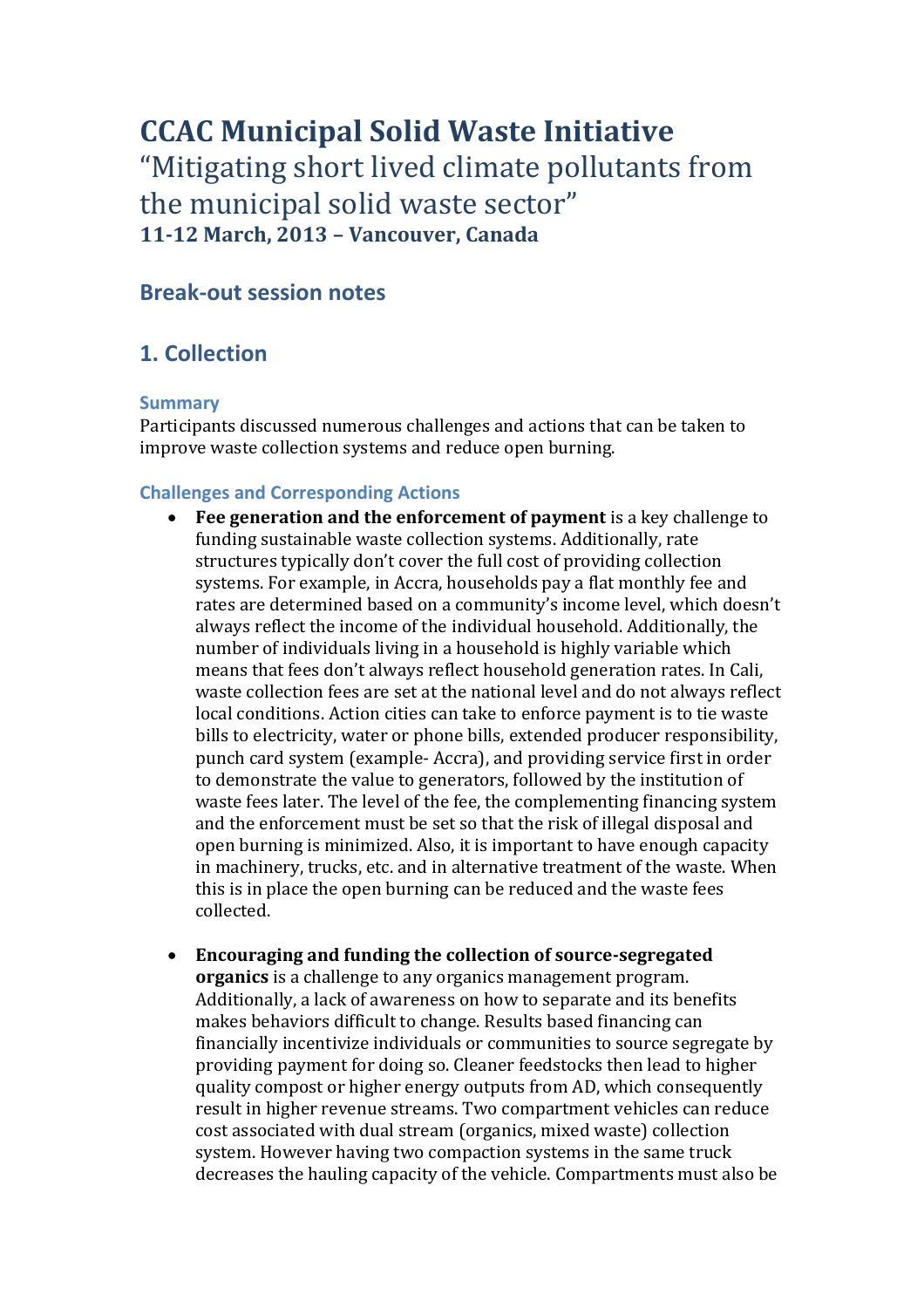# CCAC Municipal Solid Waste Initiative

"Mitigating short lived climate pollutants from the municipal solid waste sector"

**11-12 March, 2013 – Vancouver, Canada**

## Break-out session notes

## 1. Collection

### Summary

Participants discussed numerous challenges and actions that can be taken to improve waste collection systems and reduce open burning.

### Challenges and Corresponding Actions

- **Fee generation and the enforcement of payment** is a key challenge to funding sustainable waste collection systems. Additionally, rate structures typically don't cover the full cost of providing collection systems. For example, in Accra, households pay a flat monthly fee and rates are determined based on a community's income level, which doesn't always reflect the income of the individual household. Additionally, the number of individuals living in a household is highly variable which means that fees don't always reflect household generation rates. In Cali, waste collection fees are set at the national level and do not always reflect local conditions. Action cities can take to enforce payment is to tie waste bills to electricity, water or phone bills, extended producer responsibility, punch card system (example- Accra), and providing service first in order to demonstrate the value to generators, followed by the institution of waste fees later. The level of the fee, the complementing financing system and the enforcement must be set so that the risk of illegal disposal and open burning is minimized. Also, it is important to have enough capacity in machinery, trucks, etc. and in alternative treatment of the waste. When this is in place the open burning can be reduced and the waste fees collected.

- **Encouraging and funding the collection of source-segregated organics** is a challenge to any organics management program. Additionally, a lack of awareness on how to separate and its benefits makes behaviors difficult to change. Results based financing can financially incentivize individuals or communities to source segregate by providing payment for doing so. Cleaner feedstocks then lead to higher quality compost or higher energy outputs from AD, which consequently result in higher revenue streams. Two compartment vehicles can reduce cost associated with dual stream (organics, mixed waste) collection system. However having two compaction systems in the same truck decreases the hauling capacity of the vehicle. Compartments must also be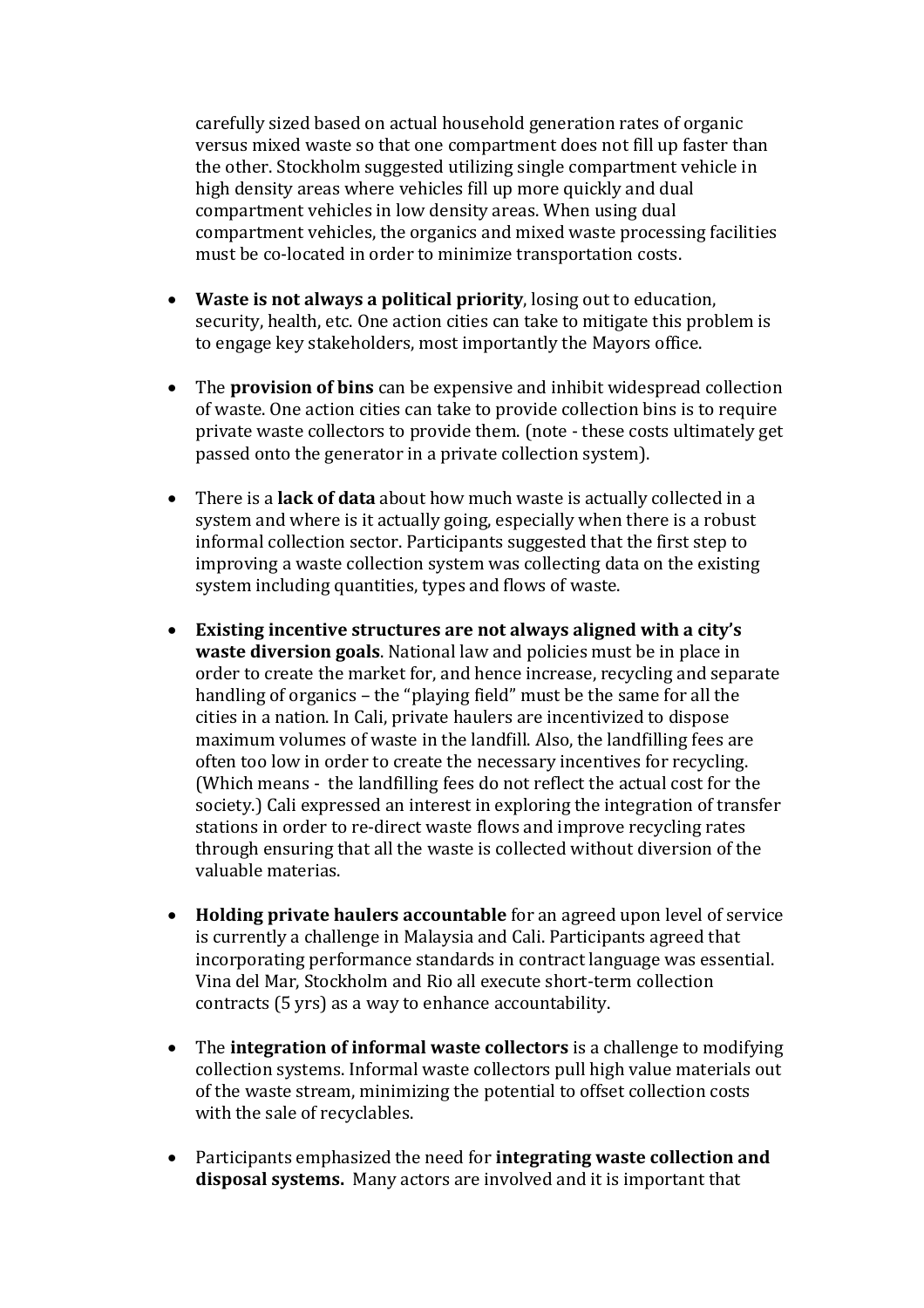carefully sized based on actual household generation rates of organic versus mixed waste so that one compartment does not fill up faster than the other. Stockholm suggested utilizing single compartment vehicle in high density areas where vehicles fill up more quickly and dual compartment vehicles in low density areas. When using dual compartment vehicles, the organics and mixed waste processing facilities must be co-located in order to minimize transportation costs.

- **Waste is not always a political priority**, losing out to education, security, health, etc. One action cities can take to mitigate this problem is to engage key stakeholders, most importantly the Mayors office.

- The **provision of bins** can be expensive and inhibit widespread collection of waste. One action cities can take to provide collection bins is to require private waste collectors to provide them. (note - these costs ultimately get passed onto the generator in a private collection system).

- There is a **lack of data** about how much waste is actually collected in a system and where is it actually going, especially when there is a robust informal collection sector. Participants suggested that the first step to improving a waste collection system was collecting data on the existing system including quantities, types and flows of waste.

- **Existing incentive structures are not always aligned with a city's waste diversion goals**. National law and policies must be in place in order to create the market for, and hence increase, recycling and separate handling of organics – the "playing field" must be the same for all the cities in a nation. In Cali, private haulers are incentivized to dispose maximum volumes of waste in the landfill. Also, the landfilling fees are often too low in order to create the necessary incentives for recycling. (Which means - the landfilling fees do not reflect the actual cost for the society.) Cali expressed an interest in exploring the integration of transfer stations in order to re-direct waste flows and improve recycling rates through ensuring that all the waste is collected without diversion of the valuable materias.

- **Holding private haulers accountable** for an agreed upon level of service is currently a challenge in Malaysia and Cali. Participants agreed that incorporating performance standards in contract language was essential. Vina del Mar, Stockholm and Rio all execute short-term collection contracts (5 yrs) as a way to enhance accountability.

- The **integration of informal waste collectors** is a challenge to modifying collection systems. Informal waste collectors pull high value materials out of the waste stream, minimizing the potential to offset collection costs with the sale of recyclables.

- Participants emphasized the need for **integrating waste collection and disposal systems.** Many actors are involved and it is important that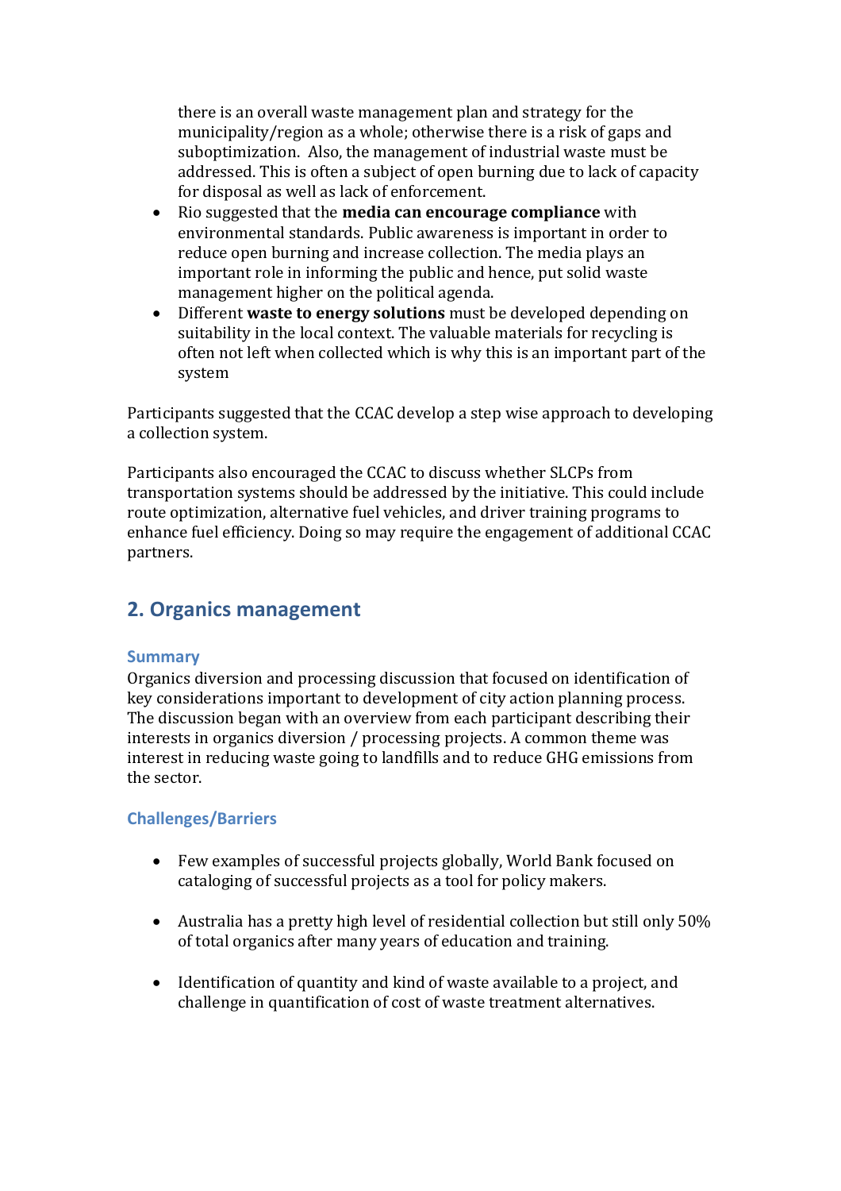there is an overall waste management plan and strategy for the municipality/region as a whole; otherwise there is a risk of gaps and suboptimization. Also, the management of industrial waste must be addressed. This is often a subject of open burning due to lack of capacity for disposal as well as lack of enforcement.

- Rio suggested that the **media can encourage compliance** with environmental standards. Public awareness is important in order to reduce open burning and increase collection. The media plays an important role in informing the public and hence, put solid waste management higher on the political agenda.
- Different **waste to energy solutions** must be developed depending on suitability in the local context. The valuable materials for recycling is often not left when collected which is why this is an important part of the system

Participants suggested that the CCAC develop a step wise approach to developing a collection system.

Participants also encouraged the CCAC to discuss whether SLCPs from transportation systems should be addressed by the initiative. This could include route optimization, alternative fuel vehicles, and driver training programs to enhance fuel efficiency. Doing so may require the engagement of additional CCAC partners.

## 2. Organics management

### Summary

Organics diversion and processing discussion that focused on identification of key considerations important to development of city action planning process. The discussion began with an overview from each participant describing their interests in organics diversion / processing projects. A common theme was interest in reducing waste going to landfills and to reduce GHG emissions from the sector.

### Challenges/Barriers

- Few examples of successful projects globally, World Bank focused on cataloging of successful projects as a tool for policy makers.
- Australia has a pretty high level of residential collection but still only 50% of total organics after many years of education and training.
- Identification of quantity and kind of waste available to a project, and challenge in quantification of cost of waste treatment alternatives.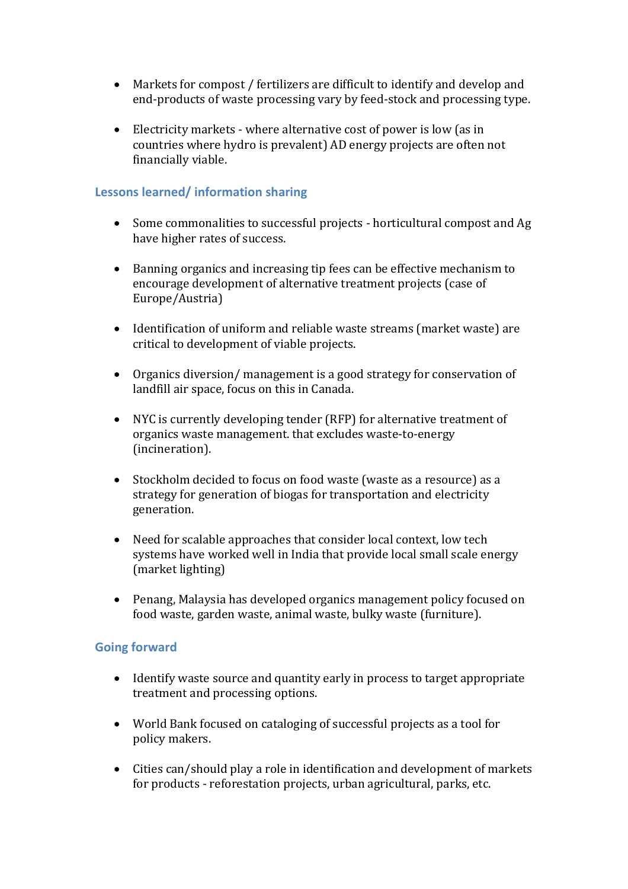- Markets for compost / fertilizers are difficult to identify and develop and end-products of waste processing vary by feed-stock and processing type.

- Electricity markets - where alternative cost of power is low (as in countries where hydro is prevalent) AD energy projects are often not financially viable.

## Lessons learned/ information sharing

- Some commonalities to successful projects - horticultural compost and Ag have higher rates of success.

- Banning organics and increasing tip fees can be effective mechanism to encourage development of alternative treatment projects (case of Europe/Austria)

- Identification of uniform and reliable waste streams (market waste) are critical to development of viable projects.

- Organics diversion/ management is a good strategy for conservation of landfill air space, focus on this in Canada.

- NYC is currently developing tender (RFP) for alternative treatment of organics waste management. that excludes waste-to-energy (incineration).

- Stockholm decided to focus on food waste (waste as a resource) as a strategy for generation of biogas for transportation and electricity generation.

- Need for scalable approaches that consider local context, low tech systems have worked well in India that provide local small scale energy (market lighting)

- Penang, Malaysia has developed organics management policy focused on food waste, garden waste, animal waste, bulky waste (furniture).

## Going forward

- Identify waste source and quantity early in process to target appropriate treatment and processing options.

- World Bank focused on cataloging of successful projects as a tool for policy makers.

- Cities can/should play a role in identification and development of markets for products - reforestation projects, urban agricultural, parks, etc.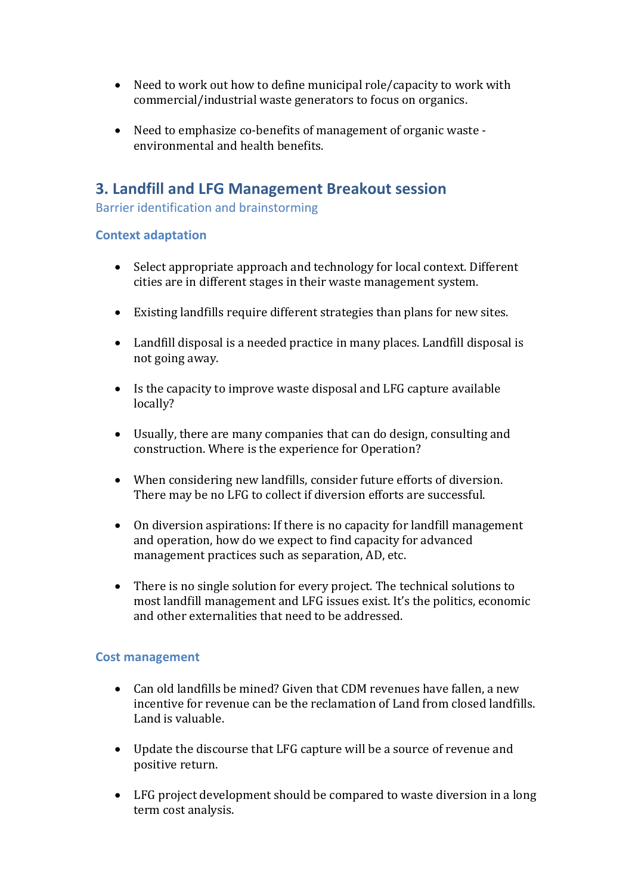- Need to work out how to define municipal role/capacity to work with commercial/industrial waste generators to focus on organics.

- Need to emphasize co-benefits of management of organic waste - environmental and health benefits.

## 3. Landfill and LFG Management Breakout session

Barrier identification and brainstorming

### Context adaptation

- Select appropriate approach and technology for local context. Different cities are in different stages in their waste management system.

- Existing landfills require different strategies than plans for new sites.

- Landfill disposal is a needed practice in many places. Landfill disposal is not going away.

- Is the capacity to improve waste disposal and LFG capture available locally?

- Usually, there are many companies that can do design, consulting and construction. Where is the experience for Operation?

- When considering new landfills, consider future efforts of diversion. There may be no LFG to collect if diversion efforts are successful.

- On diversion aspirations: If there is no capacity for landfill management and operation, how do we expect to find capacity for advanced management practices such as separation, AD, etc.

- There is no single solution for every project. The technical solutions to most landfill management and LFG issues exist. It's the politics, economic and other externalities that need to be addressed.

### Cost management

- Can old landfills be mined? Given that CDM revenues have fallen, a new incentive for revenue can be the reclamation of Land from closed landfills. Land is valuable.

- Update the discourse that LFG capture will be a source of revenue and positive return.

- LFG project development should be compared to waste diversion in a long term cost analysis.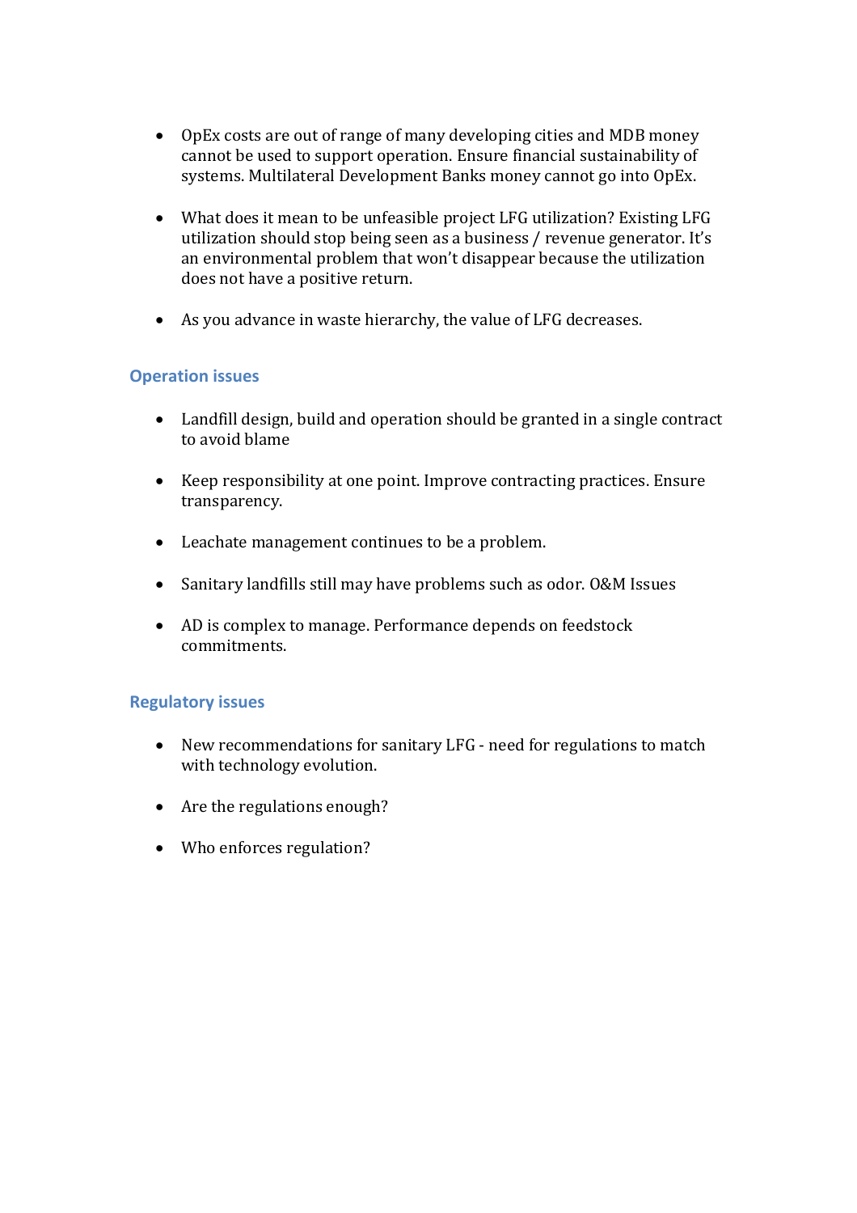- OpEx costs are out of range of many developing cities and MDB money cannot be used to support operation. Ensure financial sustainability of systems. Multilateral Development Banks money cannot go into OpEx.

- What does it mean to be unfeasible project LFG utilization? Existing LFG utilization should stop being seen as a business / revenue generator. It's an environmental problem that won't disappear because the utilization does not have a positive return.

- As you advance in waste hierarchy, the value of LFG decreases.

## Operation issues

- Landfill design, build and operation should be granted in a single contract to avoid blame

- Keep responsibility at one point. Improve contracting practices. Ensure transparency.

- Leachate management continues to be a problem.

- Sanitary landfills still may have problems such as odor. O&M Issues

- AD is complex to manage. Performance depends on feedstock commitments.

## Regulatory issues

- New recommendations for sanitary LFG - need for regulations to match with technology evolution.

- Are the regulations enough?

- Who enforces regulation?